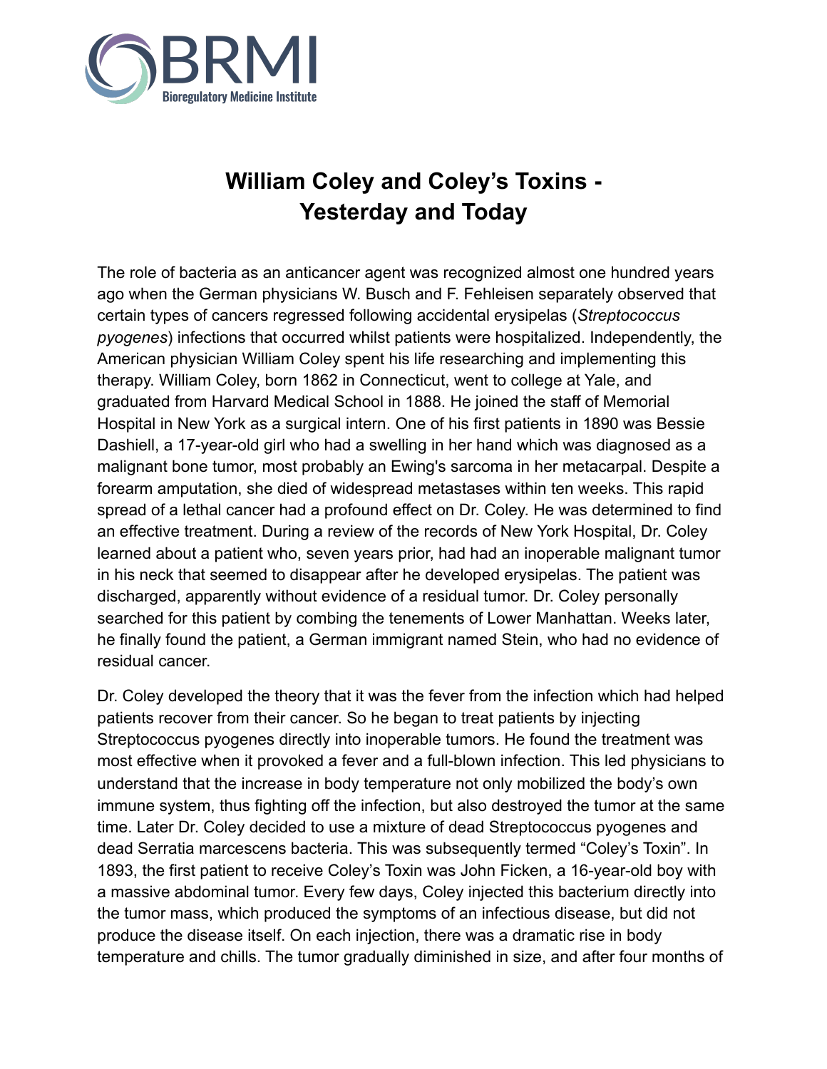# William Coley and Coley's Toxins - Yesterday and Today

The role of bacteria as an anticancer agent was recognized almost one hundred years ago when the German physicians W. Busch and F. Fehleisen separately observed that certain types of cancers regressed following accidental erysipelas (*Streptococcus pyogenes*) infections that occurred whilst patients were hospitalized. Independently, the American physician William Coley spent his life researching and implementing this therapy. William Coley, born 1862 in Connecticut, went to college at Yale, and graduated from Harvard Medical School in 1888. He joined the staff of Memorial Hospital in New York as a surgical intern. One of his first patients in 1890 was Bessie Dashiell, a 17-year-old girl who had a swelling in her hand which was diagnosed as a malignant bone tumor, most probably an Ewing's sarcoma in her metacarpal. Despite a forearm amputation, she died of widespread metastases within ten weeks. This rapid spread of a lethal cancer had a profound effect on Dr. Coley. He was determined to find an effective treatment. During a review of the records of New York Hospital, Dr. Coley learned about a patient who, seven years prior, had had an inoperable malignant tumor in his neck that seemed to disappear after he developed erysipelas. The patient was discharged, apparently without evidence of a residual tumor. Dr. Coley personally searched for this patient by combing the tenements of Lower Manhattan. Weeks later, he finally found the patient, a German immigrant named Stein, who had no evidence of residual cancer.

Dr. Coley developed the theory that it was the fever from the infection which had helped patients recover from their cancer. So he began to treat patients by injecting Streptococcus pyogenes directly into inoperable tumors. He found the treatment was most effective when it provoked a fever and a full-blown infection. This led physicians to understand that the increase in body temperature not only mobilized the body's own immune system, thus fighting off the infection, but also destroyed the tumor at the same time. Later Dr. Coley decided to use a mixture of dead Streptococcus pyogenes and dead Serratia marcescens bacteria. This was subsequently termed "Coley's Toxin". In 1893, the first patient to receive Coley's Toxin was John Ficken, a 16-year-old boy with a massive abdominal tumor. Every few days, Coley injected this bacterium directly into the tumor mass, which produced the symptoms of an infectious disease, but did not produce the disease itself. On each injection, there was a dramatic rise in body temperature and chills. The tumor gradually diminished in size, and after four months of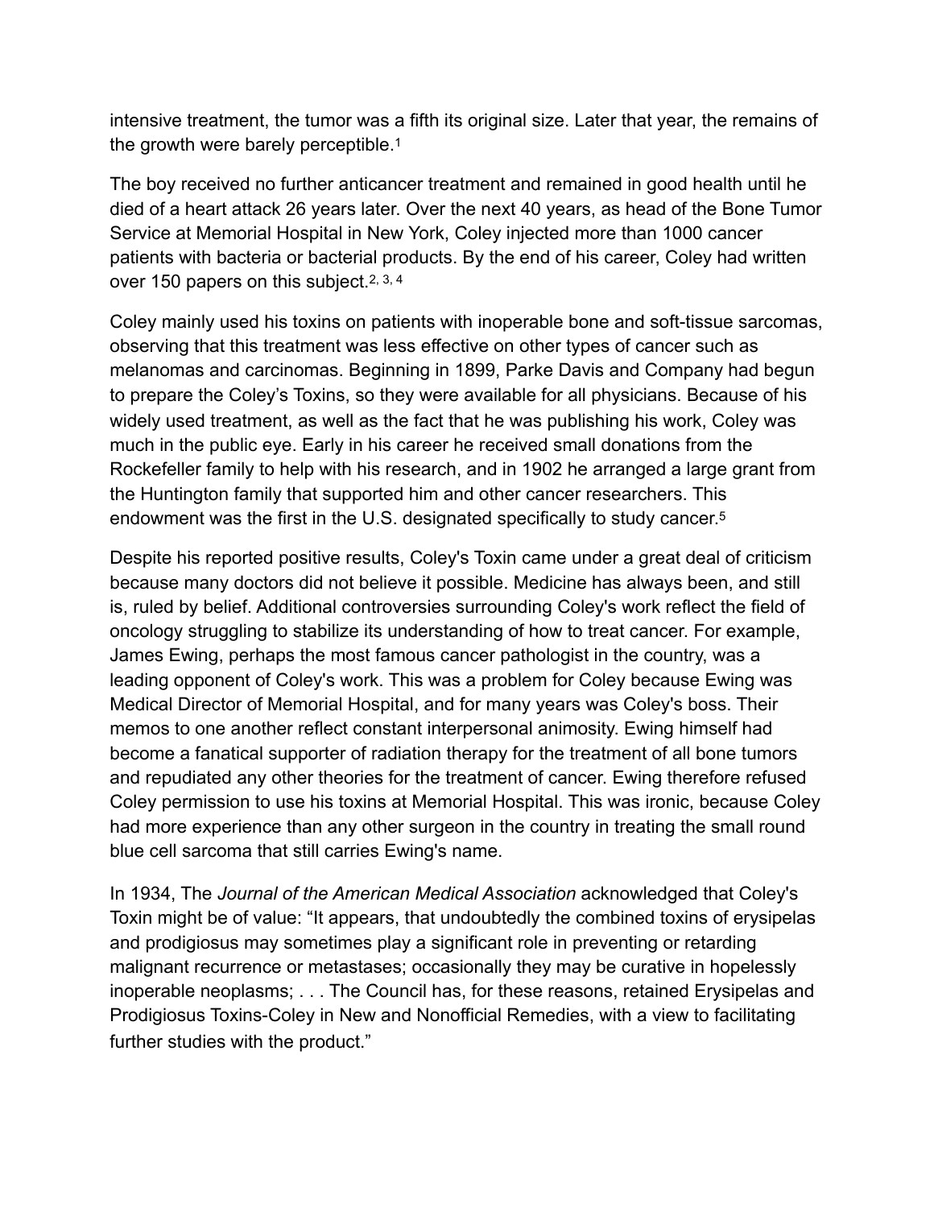intensive treatment, the tumor was a fifth its original size. Later that year, the remains of the growth were barely perceptible.[1]

The boy received no further anticancer treatment and remained in good health until he died of a heart attack 26 years later. Over the next 40 years, as head of the Bone Tumor Service at Memorial Hospital in New York, Coley injected more than 1000 cancer patients with bacteria or bacterial products. By the end of his career, Coley had written over 150 papers on this subject.[2, 3, 4]

Coley mainly used his toxins on patients with inoperable bone and soft-tissue sarcomas, observing that this treatment was less effective on other types of cancer such as melanomas and carcinomas. Beginning in 1899, Parke Davis and Company had begun to prepare the Coley's Toxins, so they were available for all physicians. Because of his widely used treatment, as well as the fact that he was publishing his work, Coley was much in the public eye. Early in his career he received small donations from the Rockefeller family to help with his research, and in 1902 he arranged a large grant from the Huntington family that supported him and other cancer researchers. This endowment was the first in the U.S. designated specifically to study cancer.[5]

Despite his reported positive results, Coley's Toxin came under a great deal of criticism because many doctors did not believe it possible. Medicine has always been, and still is, ruled by belief. Additional controversies surrounding Coley's work reflect the field of oncology struggling to stabilize its understanding of how to treat cancer. For example, James Ewing, perhaps the most famous cancer pathologist in the country, was a leading opponent of Coley's work. This was a problem for Coley because Ewing was Medical Director of Memorial Hospital, and for many years was Coley's boss. Their memos to one another reflect constant interpersonal animosity. Ewing himself had become a fanatical supporter of radiation therapy for the treatment of all bone tumors and repudiated any other theories for the treatment of cancer. Ewing therefore refused Coley permission to use his toxins at Memorial Hospital. This was ironic, because Coley had more experience than any other surgeon in the country in treating the small round blue cell sarcoma that still carries Ewing's name.

In 1934, The *Journal of the American Medical Association* acknowledged that Coley's Toxin might be of value: "It appears, that undoubtedly the combined toxins of erysipelas and prodigiosus may sometimes play a significant role in preventing or retarding malignant recurrence or metastases; occasionally they may be curative in hopelessly inoperable neoplasms; . . . The Council has, for these reasons, retained Erysipelas and Prodigiosus Toxins-Coley in New and Nonofficial Remedies, with a view to facilitating further studies with the product."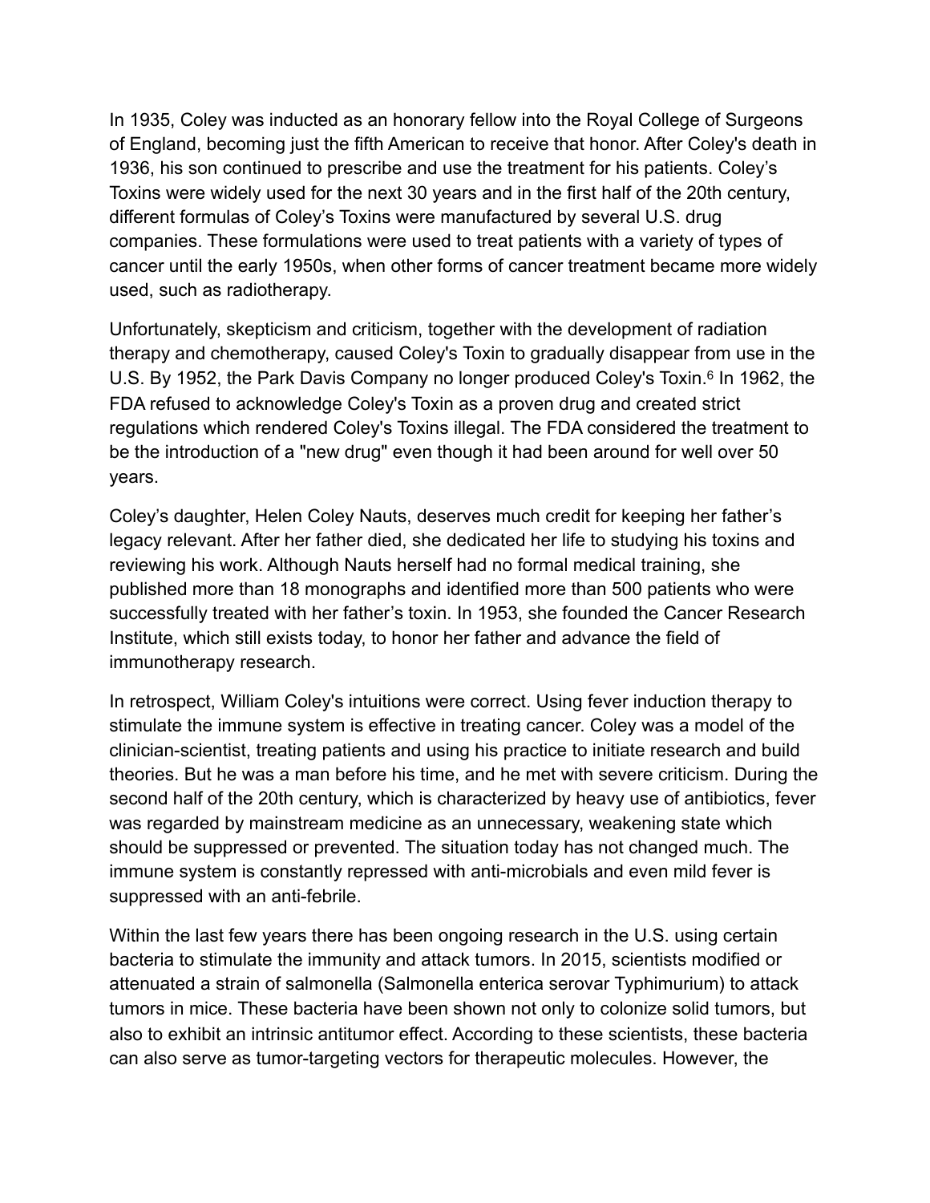In 1935, Coley was inducted as an honorary fellow into the Royal College of Surgeons of England, becoming just the fifth American to receive that honor. After Coley's death in 1936, his son continued to prescribe and use the treatment for his patients. Coley's Toxins were widely used for the next 30 years and in the first half of the 20th century, different formulas of Coley's Toxins were manufactured by several U.S. drug companies. These formulations were used to treat patients with a variety of types of cancer until the early 1950s, when other forms of cancer treatment became more widely used, such as radiotherapy.

Unfortunately, skepticism and criticism, together with the development of radiation therapy and chemotherapy, caused Coley's Toxin to gradually disappear from use in the U.S. By 1952, the Park Davis Company no longer produced Coley's Toxin.[6] In 1962, the FDA refused to acknowledge Coley's Toxin as a proven drug and created strict regulations which rendered Coley's Toxins illegal. The FDA considered the treatment to be the introduction of a "new drug" even though it had been around for well over 50 years.

Coley's daughter, Helen Coley Nauts, deserves much credit for keeping her father's legacy relevant. After her father died, she dedicated her life to studying his toxins and reviewing his work. Although Nauts herself had no formal medical training, she published more than 18 monographs and identified more than 500 patients who were successfully treated with her father's toxin. In 1953, she founded the Cancer Research Institute, which still exists today, to honor her father and advance the field of immunotherapy research.

In retrospect, William Coley's intuitions were correct. Using fever induction therapy to stimulate the immune system is effective in treating cancer. Coley was a model of the clinician-scientist, treating patients and using his practice to initiate research and build theories. But he was a man before his time, and he met with severe criticism. During the second half of the 20th century, which is characterized by heavy use of antibiotics, fever was regarded by mainstream medicine as an unnecessary, weakening state which should be suppressed or prevented. The situation today has not changed much. The immune system is constantly repressed with anti-microbials and even mild fever is suppressed with an anti-febrile.

Within the last few years there has been ongoing research in the U.S. using certain bacteria to stimulate the immunity and attack tumors. In 2015, scientists modified or attenuated a strain of salmonella (Salmonella enterica serovar Typhimurium) to attack tumors in mice. These bacteria have been shown not only to colonize solid tumors, but also to exhibit an intrinsic antitumor effect. According to these scientists, these bacteria can also serve as tumor-targeting vectors for therapeutic molecules. However, the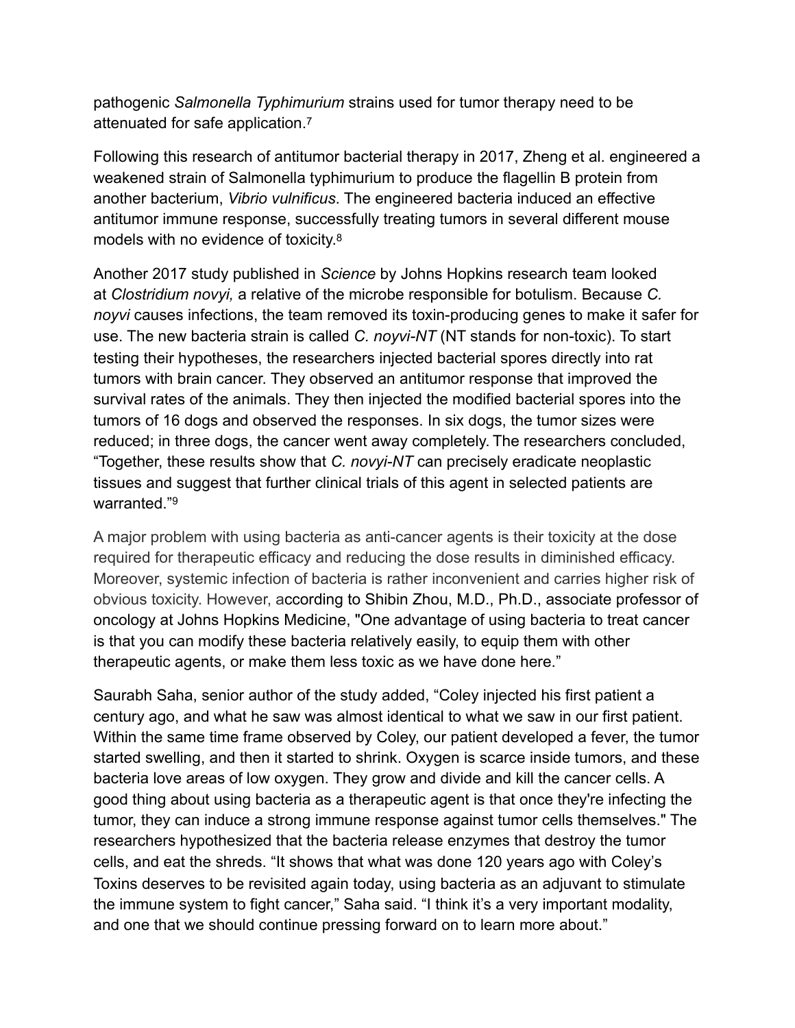pathogenic *Salmonella Typhimurium* strains used for tumor therapy need to be attenuated for safe application.[7]

Following this research of antitumor bacterial therapy in 2017, Zheng et al. engineered a weakened strain of Salmonella typhimurium to produce the flagellin B protein from another bacterium, *Vibrio vulnificus*. The engineered bacteria induced an effective antitumor immune response, successfully treating tumors in several different mouse models with no evidence of toxicity.[8]

Another 2017 study published in *Science* by Johns Hopkins research team looked at *Clostridium novyi,* a relative of the microbe responsible for botulism. Because *C. noyvi* causes infections, the team removed its toxin-producing genes to make it safer for use. The new bacteria strain is called *C. noyvi-NT* (NT stands for non-toxic). To start testing their hypotheses, the researchers injected bacterial spores directly into rat tumors with brain cancer. They observed an antitumor response that improved the survival rates of the animals. They then injected the modified bacterial spores into the tumors of 16 dogs and observed the responses. In six dogs, the tumor sizes were reduced; in three dogs, the cancer went away completely. The researchers concluded, "Together, these results show that *C. novyi-NT* can precisely eradicate neoplastic tissues and suggest that further clinical trials of this agent in selected patients are warranted."[9]

A major problem with using bacteria as anti-cancer agents is their toxicity at the dose required for therapeutic efficacy and reducing the dose results in diminished efficacy. Moreover, systemic infection of bacteria is rather inconvenient and carries higher risk of obvious toxicity. However, according to Shibin Zhou, M.D., Ph.D., associate professor of oncology at Johns Hopkins Medicine, "One advantage of using bacteria to treat cancer is that you can modify these bacteria relatively easily, to equip them with other therapeutic agents, or make them less toxic as we have done here."

Saurabh Saha, senior author of the study added, "Coley injected his first patient a century ago, and what he saw was almost identical to what we saw in our first patient. Within the same time frame observed by Coley, our patient developed a fever, the tumor started swelling, and then it started to shrink. Oxygen is scarce inside tumors, and these bacteria love areas of low oxygen. They grow and divide and kill the cancer cells. A good thing about using bacteria as a therapeutic agent is that once they're infecting the tumor, they can induce a strong immune response against tumor cells themselves." The researchers hypothesized that the bacteria release enzymes that destroy the tumor cells, and eat the shreds. "It shows that what was done 120 years ago with Coley's Toxins deserves to be revisited again today, using bacteria as an adjuvant to stimulate the immune system to fight cancer," Saha said. "I think it's a very important modality, and one that we should continue pressing forward on to learn more about."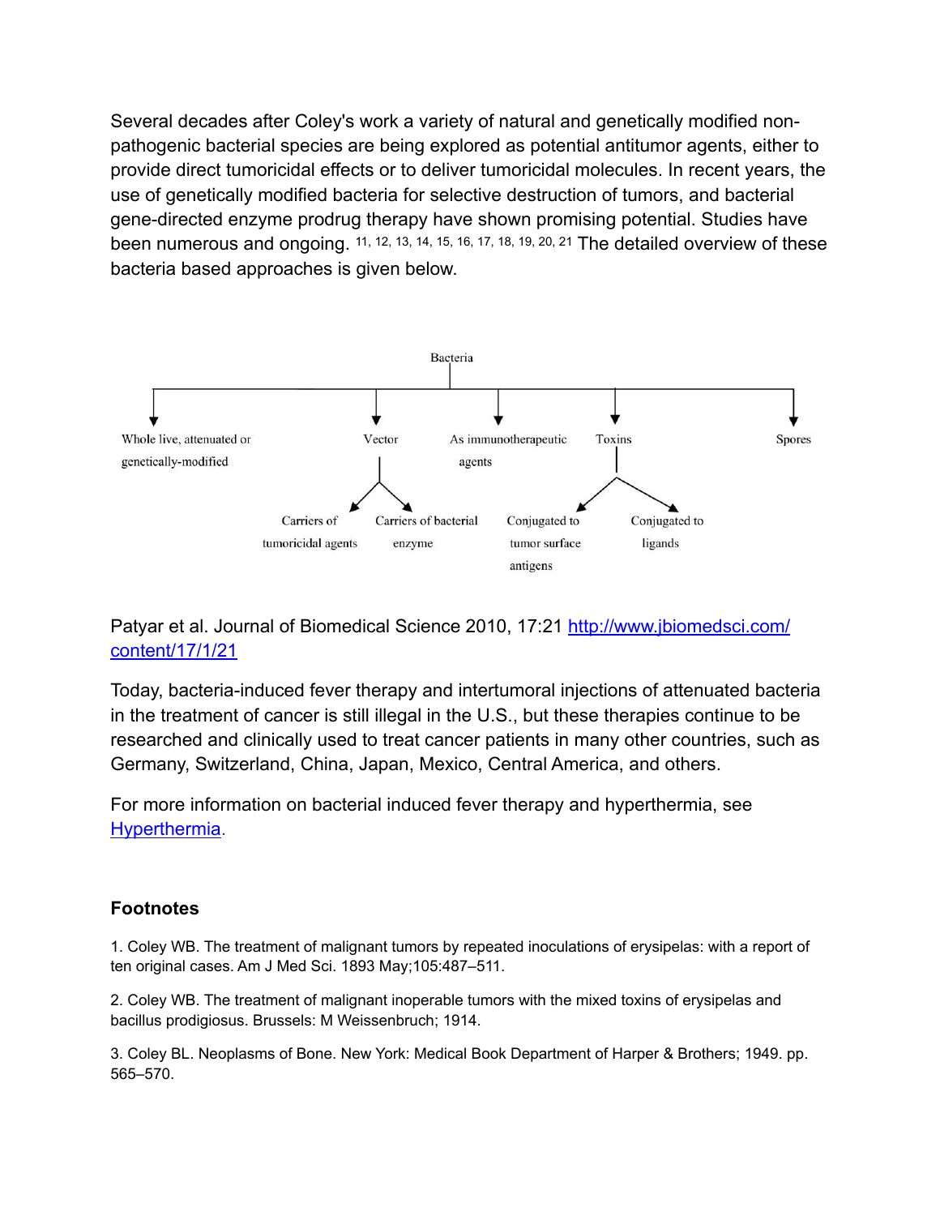Several decades after Coley's work a variety of natural and genetically modified non-pathogenic bacterial species are being explored as potential antitumor agents, either to provide direct tumoricidal effects or to deliver tumoricidal molecules. In recent years, the use of genetically modified bacteria for selective destruction of tumors, and bacterial gene-directed enzyme prodrug therapy have shown promising potential. Studies have been numerous and ongoing.[11, 12, 13, 14, 15, 16, 17, 18, 19, 20, 21] The detailed overview of these bacteria based approaches is given below.

- Bacteria
  - Whole live, attenuated or genetically-modified
  - Vector
    - Carriers of tumoricidal agents
    - Carriers of bacterial enzyme
  - As immunotherapeutic agents
  - Toxins
    - Conjugated to tumor surface antigens
    - Conjugated to ligands
  - Spores

Patyar et al. Journal of Biomedical Science 2010, 17:21 [http://www.jbiomedsci.com/content/17/1/21](http://www.jbiomedsci.com/content/17/1/21)

Today, bacteria-induced fever therapy and intertumoral injections of attenuated bacteria in the treatment of cancer is still illegal in the U.S., but these therapies continue to be researched and clinically used to treat cancer patients in many other countries, such as Germany, Switzerland, China, Japan, Mexico, Central America, and others.

For more information on bacterial induced fever therapy and hyperthermia, see [Hyperthermia](Hyperthermia).

## Footnotes

1. Coley WB. The treatment of malignant tumors by repeated inoculations of erysipelas: with a report of ten original cases. Am J Med Sci. 1893 May;105:487–511.

2. Coley WB. The treatment of malignant inoperable tumors with the mixed toxins of erysipelas and bacillus prodigiosus. Brussels: M Weissenbruch; 1914.

3. Coley BL. Neoplasms of Bone. New York: Medical Book Department of Harper & Brothers; 1949. pp. 565–570.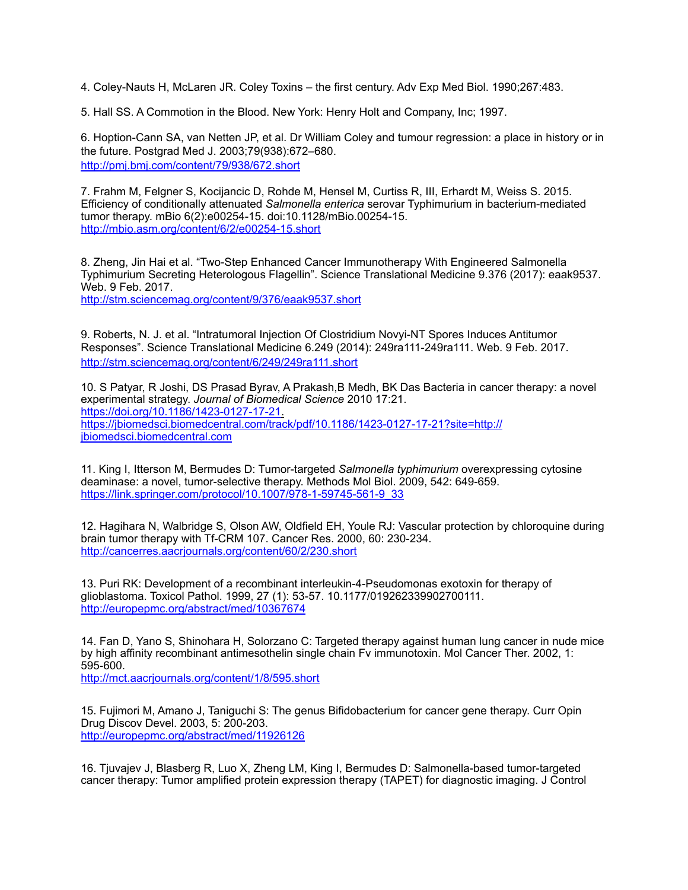4. Coley-Nauts H, McLaren JR. Coley Toxins – the first century. Adv Exp Med Biol. 1990;267:483.

5. Hall SS. A Commotion in the Blood. New York: Henry Holt and Company, Inc; 1997.

6. Hoption-Cann SA, van Netten JP, et al. Dr William Coley and tumour regression: a place in history or in the future. Postgrad Med J. 2003;79(938):672–680.
http://pmj.bmj.com/content/79/938/672.short

7. Frahm M, Felgner S, Kocijancic D, Rohde M, Hensel M, Curtiss R, III, Erhardt M, Weiss S. 2015. Efficiency of conditionally attenuated *Salmonella enterica* serovar Typhimurium in bacterium-mediated tumor therapy. mBio 6(2):e00254-15. doi:10.1128/mBio.00254-15.
http://mbio.asm.org/content/6/2/e00254-15.short

8. Zheng, Jin Hai et al. "Two-Step Enhanced Cancer Immunotherapy With Engineered Salmonella Typhimurium Secreting Heterologous Flagellin". Science Translational Medicine 9.376 (2017): eaak9537. Web. 9 Feb. 2017.
http://stm.sciencemag.org/content/9/376/eaak9537.short

9. Roberts, N. J. et al. "Intratumoral Injection Of Clostridium Novyi-NT Spores Induces Antitumor Responses". Science Translational Medicine 6.249 (2014): 249ra111-249ra111. Web. 9 Feb. 2017.
http://stm.sciencemag.org/content/6/249/249ra111.short

10. S Patyar, R Joshi, DS Prasad Byrav, A Prakash,B Medh, BK Das Bacteria in cancer therapy: a novel experimental strategy. *Journal of Biomedical Science* 2010 17:21.
https://doi.org/10.1186/1423-0127-17-21.
https://jbiomedsci.biomedcentral.com/track/pdf/10.1186/1423-0127-17-21?site=http://jbiomedsci.biomedcentral.com

11. King I, Itterson M, Bermudes D: Tumor-targeted *Salmonella typhimurium* overexpressing cytosine deaminase: a novel, tumor-selective therapy. Methods Mol Biol. 2009, 542: 649-659.
https://link.springer.com/protocol/10.1007/978-1-59745-561-9_33

12. Hagihara N, Walbridge S, Olson AW, Oldfield EH, Youle RJ: Vascular protection by chloroquine during brain tumor therapy with Tf-CRM 107. Cancer Res. 2000, 60: 230-234.
http://cancerres.aacrjournals.org/content/60/2/230.short

13. Puri RK: Development of a recombinant interleukin-4-Pseudomonas exotoxin for therapy of glioblastoma. Toxicol Pathol. 1999, 27 (1): 53-57. 10.1177/019262339902700111.
http://europepmc.org/abstract/med/10367674

14. Fan D, Yano S, Shinohara H, Solorzano C: Targeted therapy against human lung cancer in nude mice by high affinity recombinant antimesothelin single chain Fv immunotoxin. Mol Cancer Ther. 2002, 1: 595-600.
http://mct.aacrjournals.org/content/1/8/595.short

15. Fujimori M, Amano J, Taniguchi S: The genus Bifidobacterium for cancer gene therapy. Curr Opin Drug Discov Devel. 2003, 5: 200-203.
http://europepmc.org/abstract/med/11926126

16. Tjuvajev J, Blasberg R, Luo X, Zheng LM, King I, Bermudes D: Salmonella-based tumor-targeted cancer therapy: Tumor amplified protein expression therapy (TAPET) for diagnostic imaging. J Control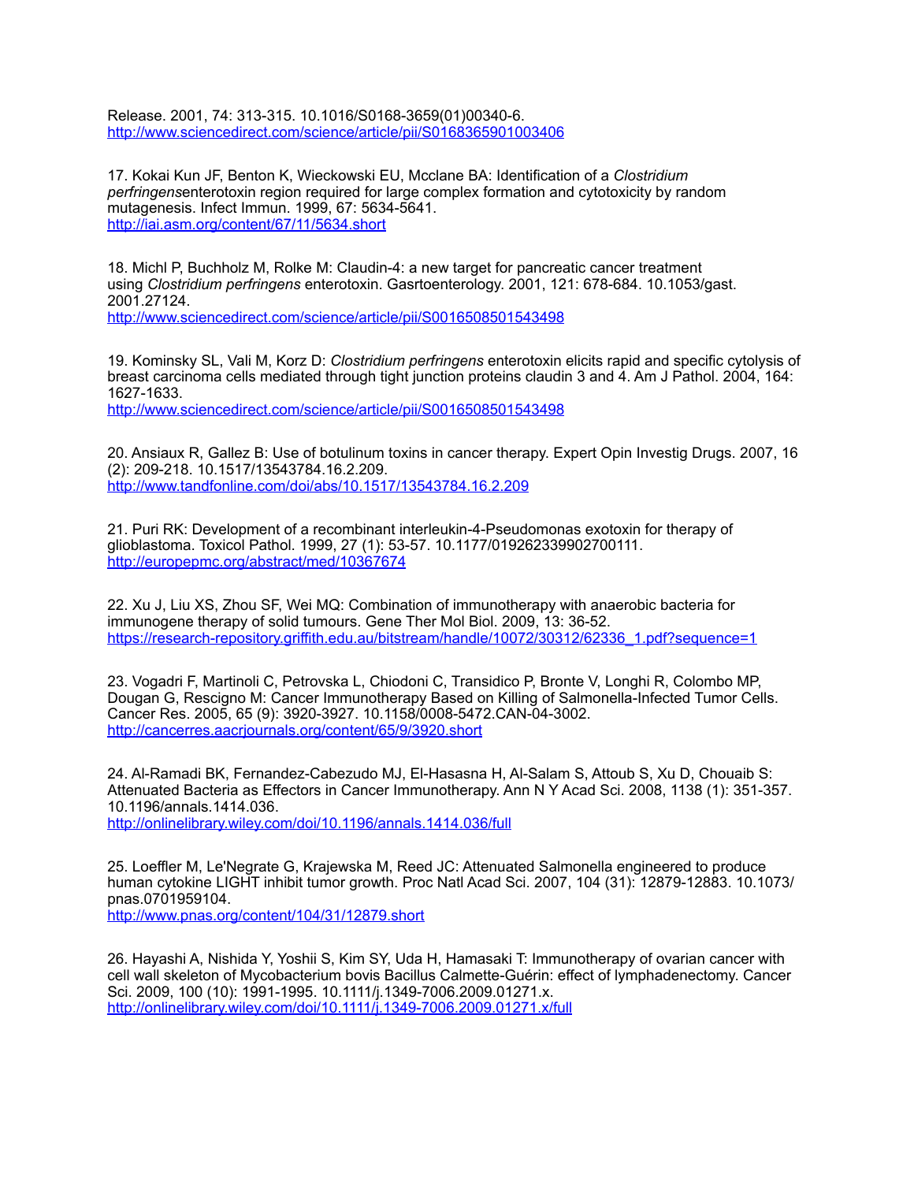Release. 2001, 74: 313-315. 10.1016/S0168-3659(01)00340-6.
http://www.sciencedirect.com/science/article/pii/S0168365901003406

17. Kokai Kun JF, Benton K, Wieckowski EU, Mcclane BA: Identification of a *Clostridium perfringens*enterotoxin region required for large complex formation and cytotoxicity by random mutagenesis. Infect Immun. 1999, 67: 5634-5641.
http://iai.asm.org/content/67/11/5634.short

18. Michl P, Buchholz M, Rolke M: Claudin-4: a new target for pancreatic cancer treatment using *Clostridium perfringens* enterotoxin. Gasrtoenterology. 2001, 121: 678-684. 10.1053/gast.2001.27124.
http://www.sciencedirect.com/science/article/pii/S0016508501543498

19. Kominsky SL, Vali M, Korz D: *Clostridium perfringens* enterotoxin elicits rapid and specific cytolysis of breast carcinoma cells mediated through tight junction proteins claudin 3 and 4. Am J Pathol. 2004, 164: 1627-1633.
http://www.sciencedirect.com/science/article/pii/S0016508501543498

20. Ansiaux R, Gallez B: Use of botulinum toxins in cancer therapy. Expert Opin Investig Drugs. 2007, 16 (2): 209-218. 10.1517/13543784.16.2.209.
http://www.tandfonline.com/doi/abs/10.1517/13543784.16.2.209

21. Puri RK: Development of a recombinant interleukin-4-Pseudomonas exotoxin for therapy of glioblastoma. Toxicol Pathol. 1999, 27 (1): 53-57. 10.1177/019262339902700111.
http://europepmc.org/abstract/med/10367674

22. Xu J, Liu XS, Zhou SF, Wei MQ: Combination of immunotherapy with anaerobic bacteria for immunogene therapy of solid tumours. Gene Ther Mol Biol. 2009, 13: 36-52.
https://research-repository.griffith.edu.au/bitstream/handle/10072/30312/62336_1.pdf?sequence=1

23. Vogadri F, Martinoli C, Petrovska L, Chiodoni C, Transidico P, Bronte V, Longhi R, Colombo MP, Dougan G, Rescigno M: Cancer Immunotherapy Based on Killing of Salmonella-Infected Tumor Cells. Cancer Res. 2005, 65 (9): 3920-3927. 10.1158/0008-5472.CAN-04-3002.
http://cancerres.aacrjournals.org/content/65/9/3920.short

24. Al-Ramadi BK, Fernandez-Cabezudo MJ, El-Hasasna H, Al-Salam S, Attoub S, Xu D, Chouaib S: Attenuated Bacteria as Effectors in Cancer Immunotherapy. Ann N Y Acad Sci. 2008, 1138 (1): 351-357. 10.1196/annals.1414.036.
http://onlinelibrary.wiley.com/doi/10.1196/annals.1414.036/full

25. Loeffler M, Le'Negrate G, Krajewska M, Reed JC: Attenuated Salmonella engineered to produce human cytokine LIGHT inhibit tumor growth. Proc Natl Acad Sci. 2007, 104 (31): 12879-12883. 10.1073/pnas.0701959104.
http://www.pnas.org/content/104/31/12879.short

26. Hayashi A, Nishida Y, Yoshii S, Kim SY, Uda H, Hamasaki T: Immunotherapy of ovarian cancer with cell wall skeleton of Mycobacterium bovis Bacillus Calmette-Guérin: effect of lymphadenectomy. Cancer Sci. 2009, 100 (10): 1991-1995. 10.1111/j.1349-7006.2009.01271.x.
http://onlinelibrary.wiley.com/doi/10.1111/j.1349-7006.2009.01271.x/full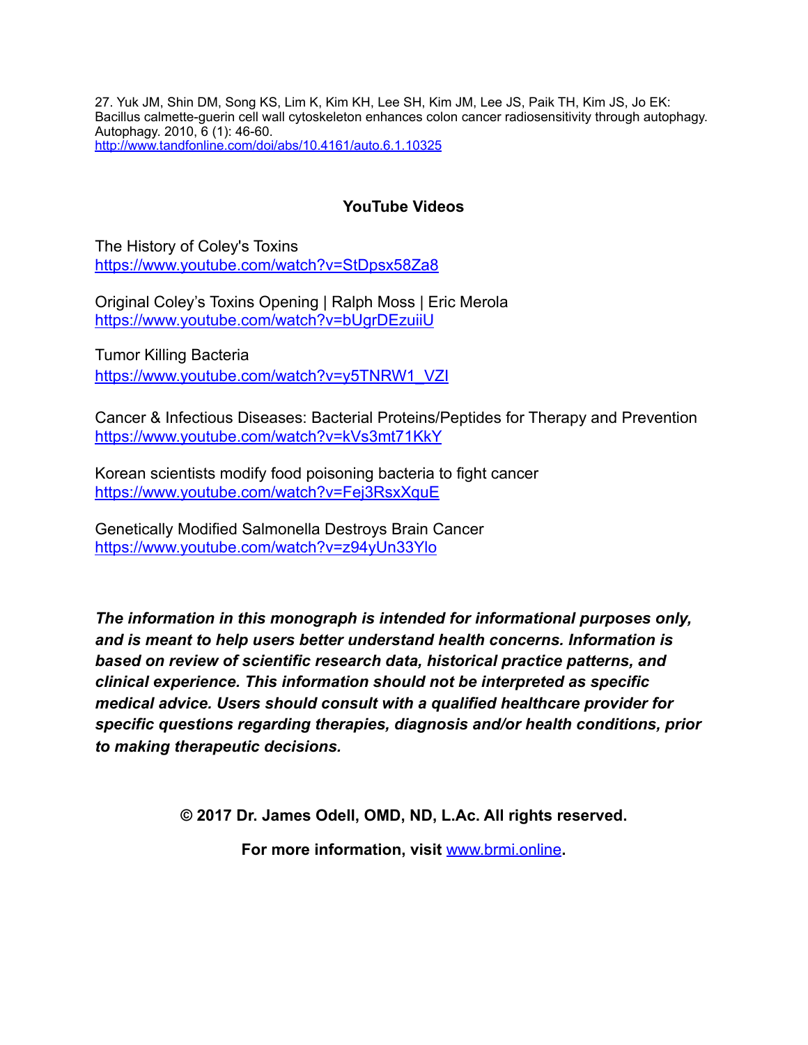27. Yuk JM, Shin DM, Song KS, Lim K, Kim KH, Lee SH, Kim JM, Lee JS, Paik TH, Kim JS, Jo EK: Bacillus calmette-guerin cell wall cytoskeleton enhances colon cancer radiosensitivity through autophagy. Autophagy. 2010, 6 (1): 46-60.
http://www.tandfonline.com/doi/abs/10.4161/auto.6.1.10325

## YouTube Videos

The History of Coley's Toxins
https://www.youtube.com/watch?v=StDpsx58Za8

Original Coley's Toxins Opening | Ralph Moss | Eric Merola
https://www.youtube.com/watch?v=bUgrDEzuiiU

Tumor Killing Bacteria
https://www.youtube.com/watch?v=y5TNRW1_VZI

Cancer & Infectious Diseases: Bacterial Proteins/Peptides for Therapy and Prevention
https://www.youtube.com/watch?v=kVs3mt71KkY

Korean scientists modify food poisoning bacteria to fight cancer
https://www.youtube.com/watch?v=Fej3RsxXquE

Genetically Modified Salmonella Destroys Brain Cancer
https://www.youtube.com/watch?v=z94yUn33Ylo

***The information in this monograph is intended for informational purposes only, and is meant to help users better understand health concerns. Information is based on review of scientific research data, historical practice patterns, and clinical experience. This information should not be interpreted as specific medical advice. Users should consult with a qualified healthcare provider for specific questions regarding therapies, diagnosis and/or health conditions, prior to making therapeutic decisions.***

**© 2017 Dr. James Odell, OMD, ND, L.Ac. All rights reserved.**

**For more information, visit www.brmi.online.**